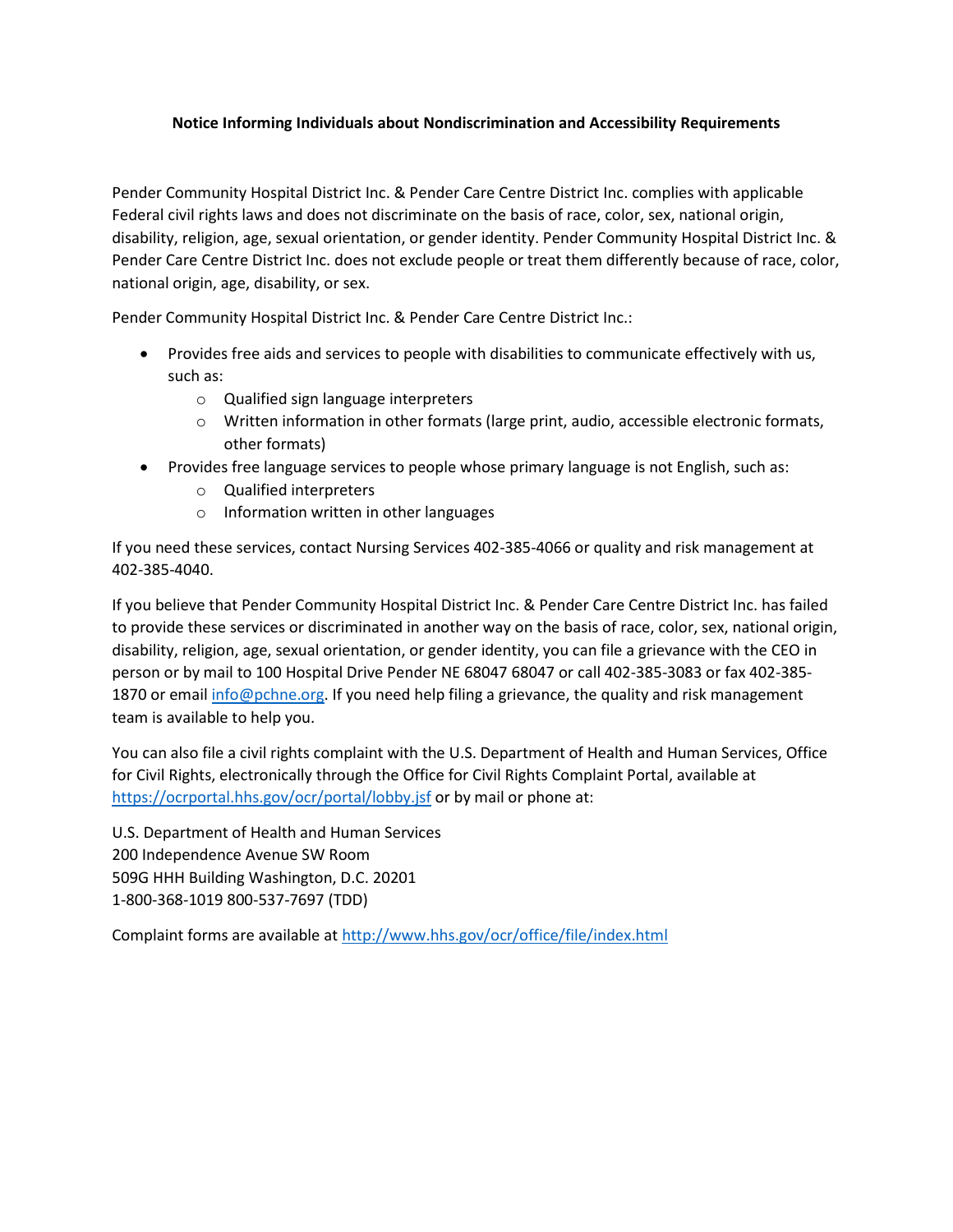**Notice Informing Individuals about Nondiscrimination and Accessibility Requirements**

Pender Community Hospital District Inc. & Pender Care Centre District Inc. complies with applicable Federal civil rights laws and does not discriminate on the basis of race, color, sex, national origin, disability, religion, age, sexual orientation, or gender identity. Pender Community Hospital District Inc. & Pender Care Centre District Inc. does not exclude people or treat them differently because of race, color, national origin, age, disability, or sex.

Pender Community Hospital District Inc. & Pender Care Centre District Inc.:

- Provides free aids and services to people with disabilities to communicate effectively with us, such as:
  - Qualified sign language interpreters
  - Written information in other formats (large print, audio, accessible electronic formats, other formats)
- Provides free language services to people whose primary language is not English, such as:
  - Qualified interpreters
  - Information written in other languages

If you need these services, contact Nursing Services 402-385-4066 or quality and risk management at 402-385-4040.

If you believe that Pender Community Hospital District Inc. & Pender Care Centre District Inc. has failed to provide these services or discriminated in another way on the basis of race, color, sex, national origin, disability, religion, age, sexual orientation, or gender identity, you can file a grievance with the CEO in person or by mail to 100 Hospital Drive Pender NE 68047 68047 or call 402-385-3083 or fax 402-385-1870 or email info@pchne.org. If you need help filing a grievance, the quality and risk management team is available to help you.

You can also file a civil rights complaint with the U.S. Department of Health and Human Services, Office for Civil Rights, electronically through the Office for Civil Rights Complaint Portal, available at https://ocrportal.hhs.gov/ocr/portal/lobby.jsf or by mail or phone at:

U.S. Department of Health and Human Services
200 Independence Avenue SW Room
509G HHH Building Washington, D.C. 20201
1-800-368-1019 800-537-7697 (TDD)

Complaint forms are available at http://www.hhs.gov/ocr/office/file/index.html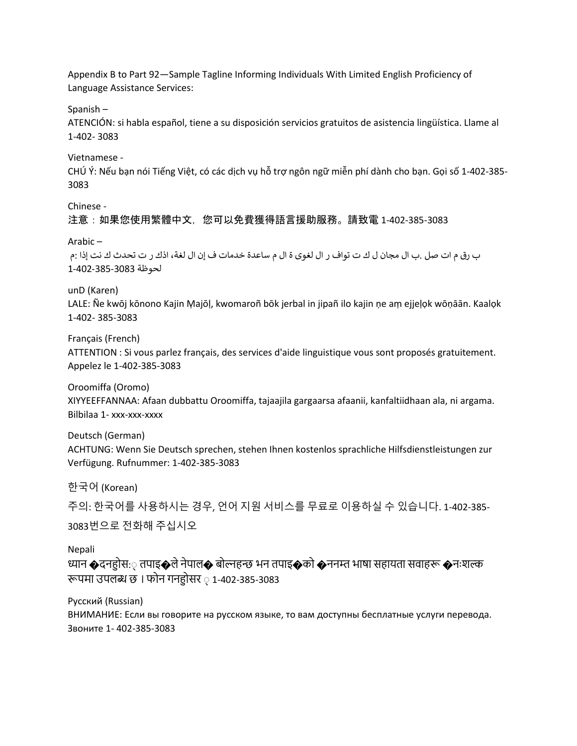Appendix B to Part 92—Sample Tagline Informing Individuals With Limited English Proficiency of Language Assistance Services:

Spanish –
ATENCIÓN: si habla español, tiene a su disposición servicios gratuitos de asistencia lingüística. Llame al 1-402- 3083

Vietnamese -
CHÚ Ý: Nếu bạn nói Tiếng Việt, có các dịch vụ hỗ trợ ngôn ngữ miễn phí dành cho bạn. Gọi số 1-402-385-3083

Chinese -
注意：如果您使用繁體中文，您可以免費獲得語言援助服務。請致電 1-402-385-3083

Arabic –
م: إذا كنت تحدث ك ر ت اذك، لغة ال إن ف خدمات ساعدة م ال ة لغوى ال ر توافت ك ل مجان ال ب. صل ات م رق ب
1-402-385-3083 لحوظة

unD (Karen)
LALE: Ñe kwōj kōnono Kajin Ṃajōḷ, kwomaroñ bōk jerbal in jipañ ilo kajin ṇe aṃ ejjeḷọk wōṇāān. Kaalọk 1-402- 385-3083

Français (French)
ATTENTION : Si vous parlez français, des services d'aide linguistique vous sont proposés gratuitement. Appelez le 1-402-385-3083

Oroomiffa (Oromo)
XIYYEEFFANNAA: Afaan dubbattu Oroomiffa, tajaajila gargaarsa afaanii, kanfaltiidhaan ala, ni argama. Bilbilaa 1- xxx-xxx-xxxx

Deutsch (German)
ACHTUNG: Wenn Sie Deutsch sprechen, stehen Ihnen kostenlos sprachliche Hilfsdienstleistungen zur Verfügung. Rufnummer: 1-402-385-3083

한국어 (Korean)
주의: 한국어를 사용하시는 경우, 언어 지원 서비스를 무료로 이용하실 수 있습니다. 1-402-385-3083번으로 전화해 주십시오

Nepali
ध्यान �दनहोसः् तपाइ�ले नेपाल� बोल्नहन्छ भन तपाइ�को �ननम्त भाषा सहायता सवाहरू �नःशल्क रूपमा उपलब्ध छ । फोन गनहोसर ् 1-402-385-3083

Русский (Russian)
ВНИМАНИЕ: Если вы говорите на русском языке, то вам доступны бесплатные услуги перевода. Звоните 1- 402-385-3083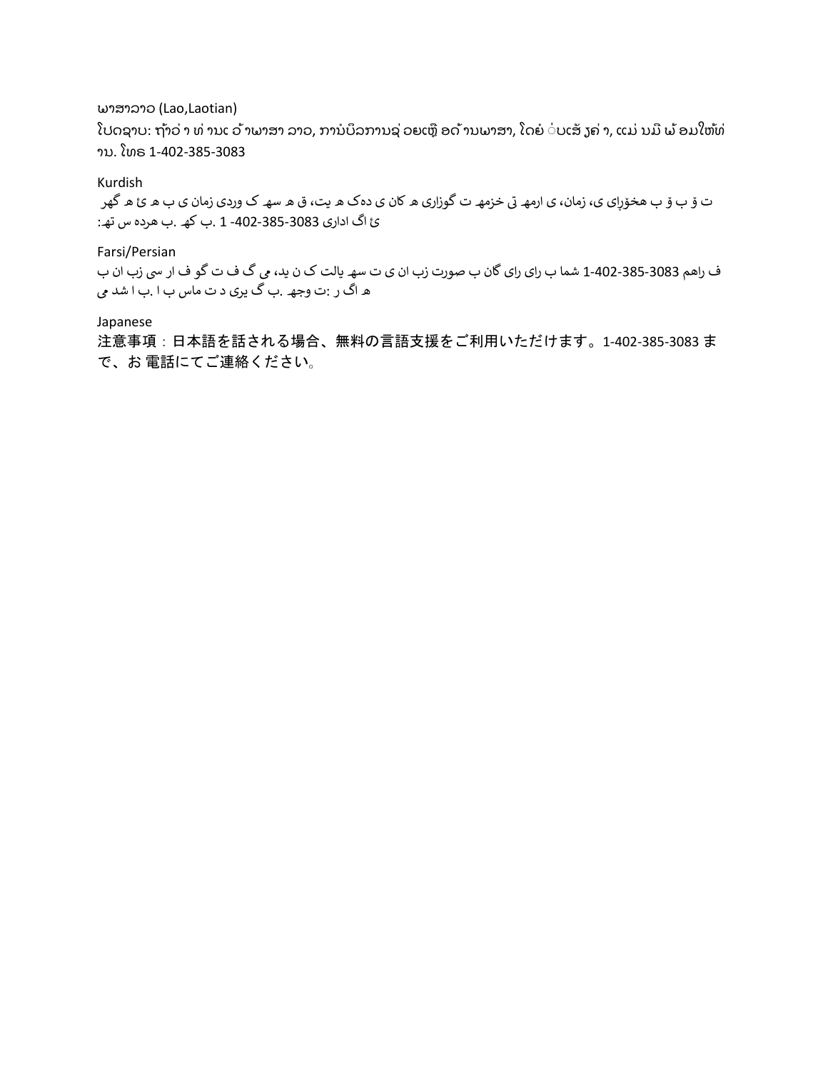ພາສາລາວ (Lao,Laotian)

ໂປດຊາບ: ຖ້າວ່ າ ທ່ ານເ ວົ້ າພາສາ ລາວ, ການບໍລິການຊ່ ວຍເຫຼື ອດ້ ານພາສາ, ໂດຍບໍ່ ເສັ ຽຄ່ າ, ແມ່ ນມີ ພ້ ອມໃຫ້ທ່ ານ. ໂທຣ 1-402-385-3083

Kurdish

ت ۆ ب ۆ ب هخۆڕای ی، زمان، ی ارمهـ تی خزمهـ ت گوزاری هـ کان ی دهک هـ یت، ق هـ سهـ ک وردی زمان ی ب هـ ئ هـ گهر ئ اگ اداری 3083-385-402- 1 .ب کهـ .ب هرده س تهـ:

Farsi/Persian

ف راهم 3083-385-402-1 شما ب رای رای گان ب صورت زب ان ی ت سهـ یالت ک ن ید، می گ ف ت گو ف ار سی زب ان ب هـ اگ ر :ت وجهـ .ب گ یری د ت ماس ب ا .ب ا شد می

Japanese

注意事項：日本語を話される場合、無料の言語支援をご利用いただけます。1-402-385-3083 まで、お 電話にてご連絡ください。